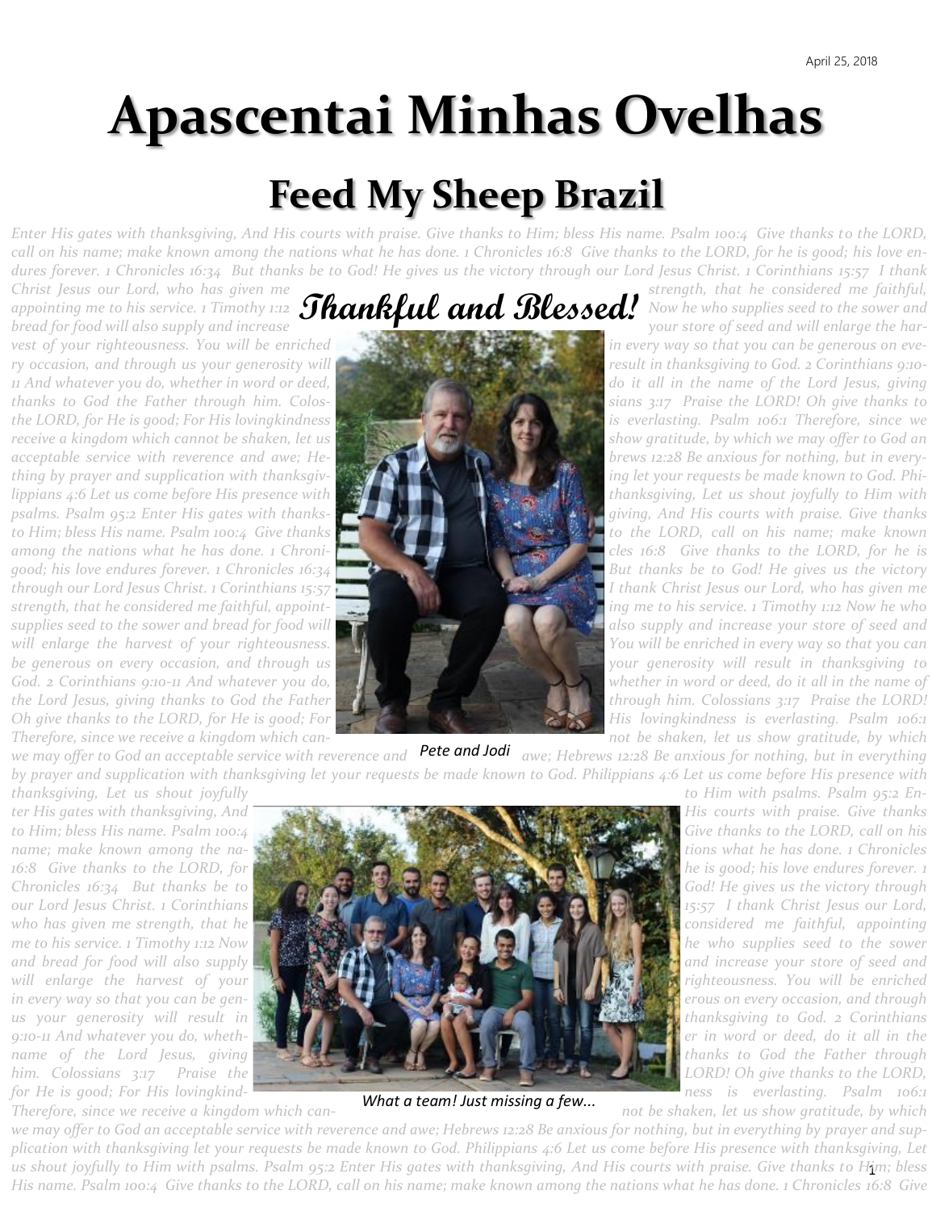# Apascentai Minhas Ovelhas

## Feed My Sheep Brazil

*Enter His gates with thanksgiving, And His courts with praise. Give thanks to Him; bless His name. Psalm 100:4 Give thanks to the LORD, call on his name; make known among the nations what he has done. 1 Chronicles 16:8 Give thanks to the LORD, for he is good; his love endures forever. 1 Chronicles 16:34 But thanks be to God! He gives us the victory through our Lord Jesus Christ. 1 Corinthians 15:57 I thank Christ Jesus our Lord, who has given me strength, that he considered me faithful, appointing me to his service. 1 Timothy 1:12 Now he who supplies seed to the sower and bread for food will also supply and increase your store of seed and will enlarge the harvest of your righteousness. You will be enriched in every way so that you can be generous on every occasion, and through us your generosity will result in thanksgiving to God. 2 Corinthians 9:10-11 And whatever you do, whether in word or deed, do it all in the name of the Lord Jesus, giving thanks to God the Father through him. Colossians 3:17 Praise the LORD! Oh give thanks to the LORD, for He is good; For His lovingkindness is everlasting. Psalm 106:1 Therefore, since we receive a kingdom which cannot be shaken, let us show gratitude, by which we may offer to God an acceptable service with reverence and awe; Hebrews 12:28 Be anxious for nothing, but in everything by prayer and supplication with thanksgiving let your requests be made known to God. Philippians 4:6 Let us come before His presence with thanksgiving, Let us shout joyfully to Him with psalms. Psalm 95:2 Enter His gates with thanksgiving, And His courts with praise. Give thanks to Him; bless His name. Psalm 100:4 Give thanks to the LORD, call on his name; make known among the nations what he has done. 1 Chronicles 16:8 Give thanks to the LORD, for he is good; his love endures forever. 1 Chronicles 16:34 But thanks be to God! He gives us the victory through our Lord Jesus Christ. 1 Corinthians 15:57 I thank Christ Jesus our Lord, who has given me strength, that he considered me faithful, appointing me to his service. 1 Timothy 1:12 Now he who supplies seed to the sower and bread for food will also supply and increase your store of seed and will enlarge the harvest of your righteousness. You will be enriched in every way so that you can be generous on every occasion, and through us your generosity will result in thanksgiving to God. 2 Corinthians 9:10-11 And whatever you do, whether in word or deed, do it all in the name of the Lord Jesus, giving thanks to God the Father through him. Colossians 3:17 Praise the LORD! Oh give thanks to the LORD, for He is good; For His lovingkindness is everlasting. Psalm 106:1 Therefore, since we receive a kingdom which cannot be shaken, let us show gratitude, by which we may offer to God an acceptable service with reverence and awe; Hebrews 12:28 Be anxious for nothing, but in everything by prayer and supplication with thanksgiving let your requests be made known to God. Philippians 4:6 Let us come before His presence with thanksgiving, Let us shout joyfully to Him with psalms. Psalm 95:2 Enter His gates with thanksgiving, And His courts with praise. Give thanks to Him; bless His name. Psalm 100:4 Give thanks to the LORD, call on his name; make known among the nations what he has done. 1 Chronicles 16:8 Give thanks to the LORD, for he is good; his love endures forever. 1 Chronicles 16:34 But thanks be to God! He gives us the victory through our Lord Jesus Christ. 1 Corinthians 15:57 I thank Christ Jesus our Lord, who has given me strength, that he considered me faithful, appointing me to his service. 1 Timothy 1:12 Now he who supplies seed to the sower and bread for food will also supply and increase your store of seed and will enlarge the harvest of your righteousness. You will be enriched in every way so that you can be generous on every occasion, and through us your generosity will result in thanksgiving to God. 2 Corinthians 9:10-11 And whatever you do, whether in word or deed, do it all in the name of the Lord Jesus, giving thanks to God the Father through him. Colossians 3:17 Praise the LORD! Oh give thanks to the LORD, for He is good; For His lovingkindness is everlasting. Psalm 106:1 Therefore, since we receive a kingdom which cannot be shaken, let us show gratitude, by which we may offer to God an acceptable service with reverence and awe; Hebrews 12:28 Be anxious for nothing, but in everything by prayer and supplication with thanksgiving let your requests be made known to God. Philippians 4:6 Let us come before His presence with thanksgiving, Let us shout joyfully to Him with psalms. Psalm 95:2 Enter His gates with thanksgiving, And His courts with praise. Give thanks to Him; bless His name. Psalm 100:4 Give thanks to the LORD, call on his name; make known among the nations what he has done. 1 Chronicles 16:8 Give*

### Thankful and Blessed!

*Pete and Jodi*

*What a team! Just missing a few...*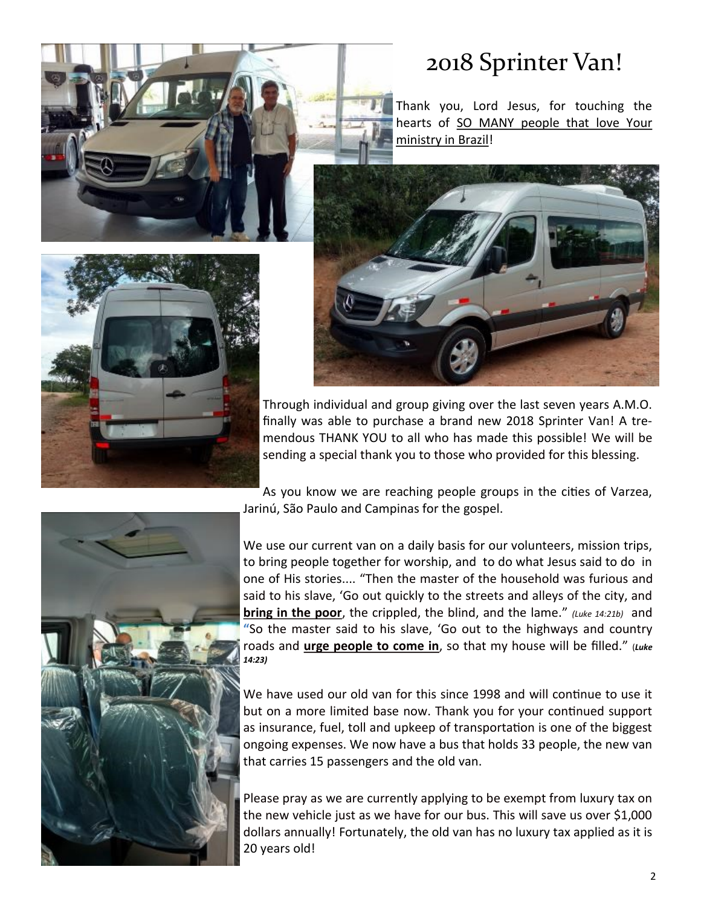# 2018 Sprinter Van!

Thank you, Lord Jesus, for touching the hearts of SO MANY people that love Your ministry in Brazil!

Through individual and group giving over the last seven years A.M.O. finally was able to purchase a brand new 2018 Sprinter Van! A tremendous THANK YOU to all who has made this possible! We will be sending a special thank you to those who provided for this blessing.

As you know we are reaching people groups in the cities of Varzea, Jarinú, São Paulo and Campinas for the gospel.

We use our current van on a daily basis for our volunteers, mission trips, to bring people together for worship, and to do what Jesus said to do in one of His stories.... "Then the master of the household was furious and said to his slave, 'Go out quickly to the streets and alleys of the city, and **bring in the poor**, the crippled, the blind, and the lame." *(Luke 14:21b)* and "So the master said to his slave, 'Go out to the highways and country roads and **urge people to come in**, so that my house will be filled." (***Luke 14:23)***

We have used our old van for this since 1998 and will continue to use it but on a more limited base now. Thank you for your continued support as insurance, fuel, toll and upkeep of transportation is one of the biggest ongoing expenses. We now have a bus that holds 33 people, the new van that carries 15 passengers and the old van.

Please pray as we are currently applying to be exempt from luxury tax on the new vehicle just as we have for our bus. This will save us over $1,000 dollars annually! Fortunately, the old van has no luxury tax applied as it is 20 years old!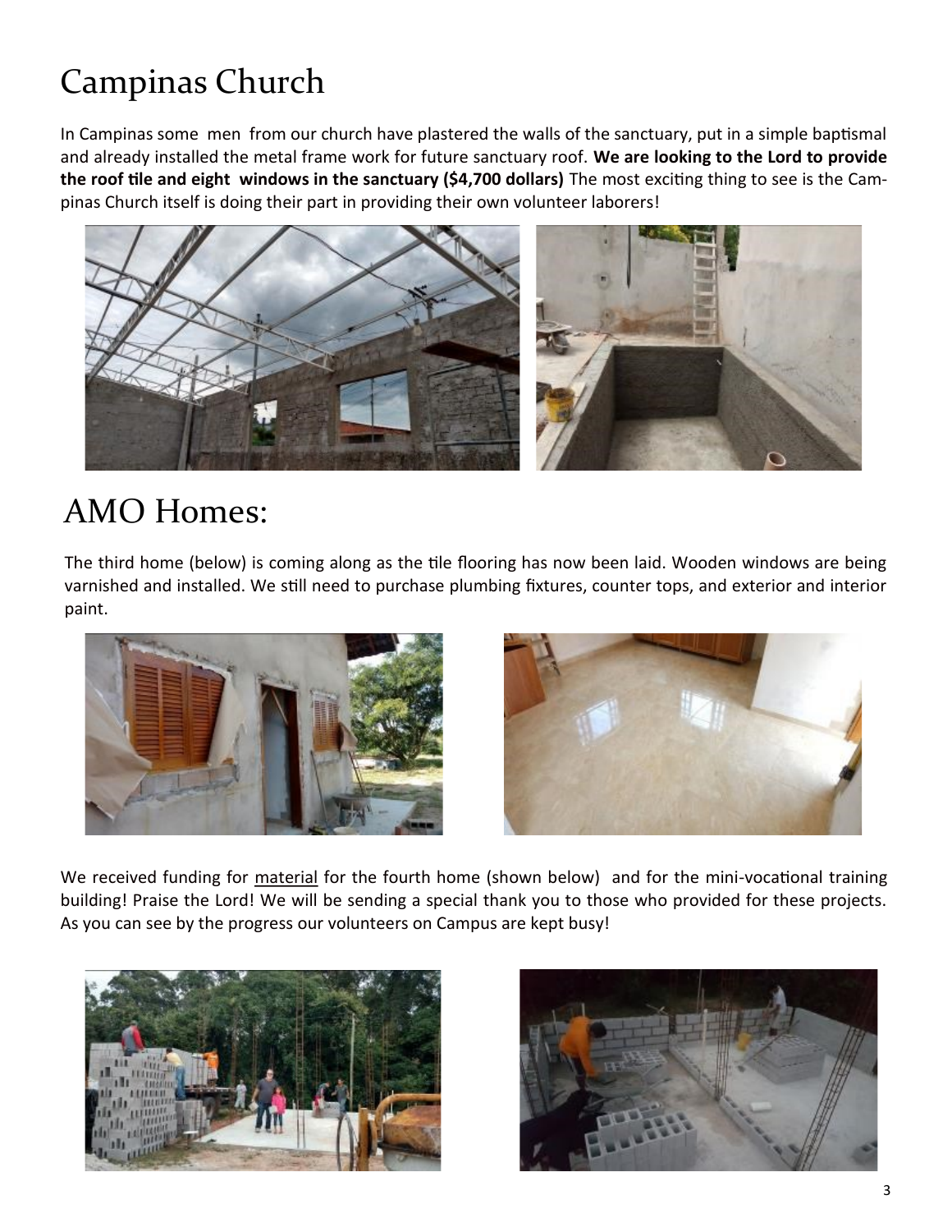# Campinas Church

In Campinas some men from our church have plastered the walls of the sanctuary, put in a simple baptismal and already installed the metal frame work for future sanctuary roof. **We are looking to the Lord to provide the roof tile and eight windows in the sanctuary ($4,700 dollars)** The most exciting thing to see is the Campinas Church itself is doing their part in providing their own volunteer laborers!

# AMO Homes:

The third home (below) is coming along as the tile flooring has now been laid. Wooden windows are being varnished and installed. We still need to purchase plumbing fixtures, counter tops, and exterior and interior paint.

We received funding for <u>material</u> for the fourth home (shown below) and for the mini-vocational training building! Praise the Lord! We will be sending a special thank you to those who provided for these projects. As you can see by the progress our volunteers on Campus are kept busy!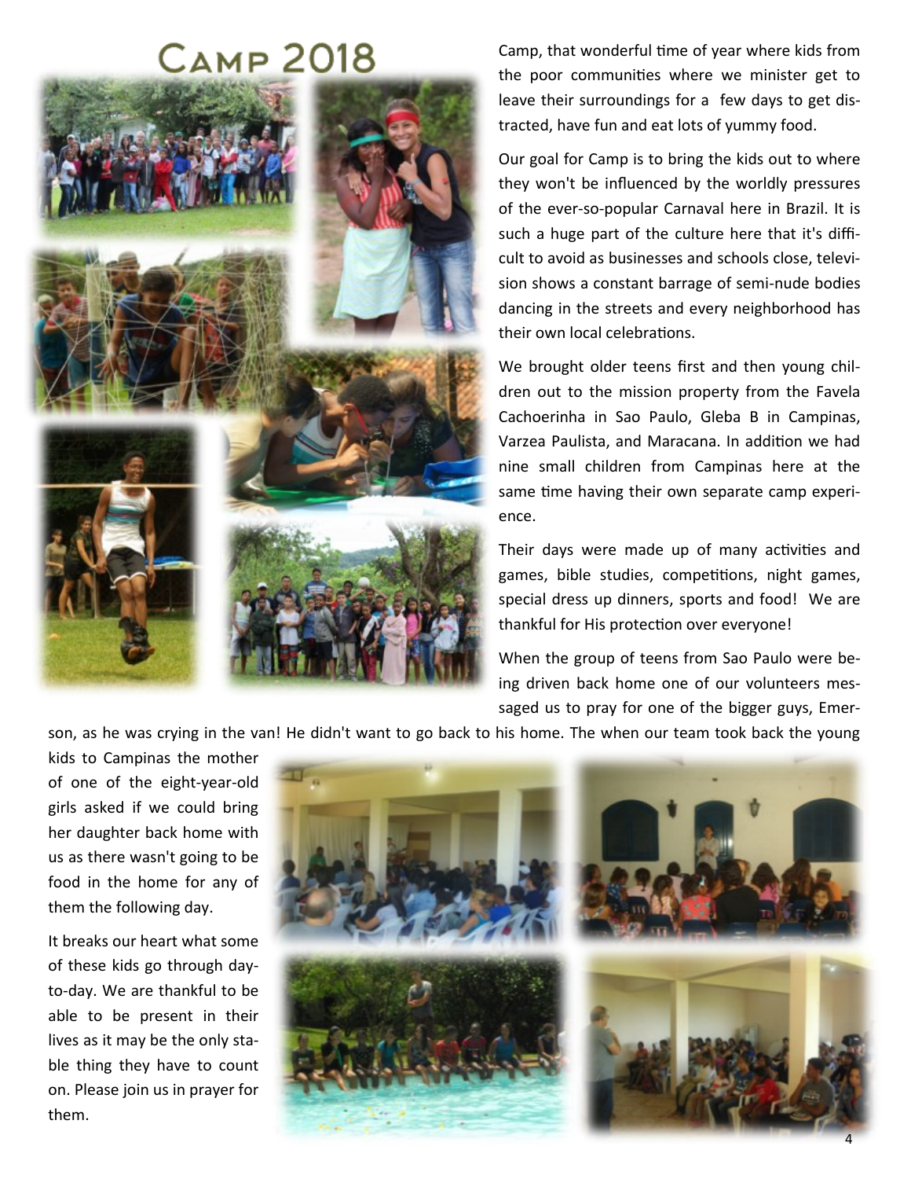# Camp 2018

Camp, that wonderful time of year where kids from the poor communities where we minister get to leave their surroundings for a few days to get distracted, have fun and eat lots of yummy food.

Our goal for Camp is to bring the kids out to where they won't be influenced by the worldly pressures of the ever-so-popular Carnaval here in Brazil. It is such a huge part of the culture here that it's difficult to avoid as businesses and schools close, television shows a constant barrage of semi-nude bodies dancing in the streets and every neighborhood has their own local celebrations.

We brought older teens first and then young children out to the mission property from the Favela Cachoerinha in Sao Paulo, Gleba B in Campinas, Varzea Paulista, and Maracana. In addition we had nine small children from Campinas here at the same time having their own separate camp experience.

Their days were made up of many activities and games, bible studies, competitions, night games, special dress up dinners, sports and food! We are thankful for His protection over everyone!

When the group of teens from Sao Paulo were being driven back home one of our volunteers messaged us to pray for one of the bigger guys, Emerson, as he was crying in the van! He didn't want to go back to his home. The when our team took back the young kids to Campinas the mother of one of the eight-year-old girls asked if we could bring her daughter back home with us as there wasn't going to be food in the home for any of them the following day.

It breaks our heart what some of these kids go through day-to-day. We are thankful to be able to be present in their lives as it may be the only stable thing they have to count on. Please join us in prayer for them.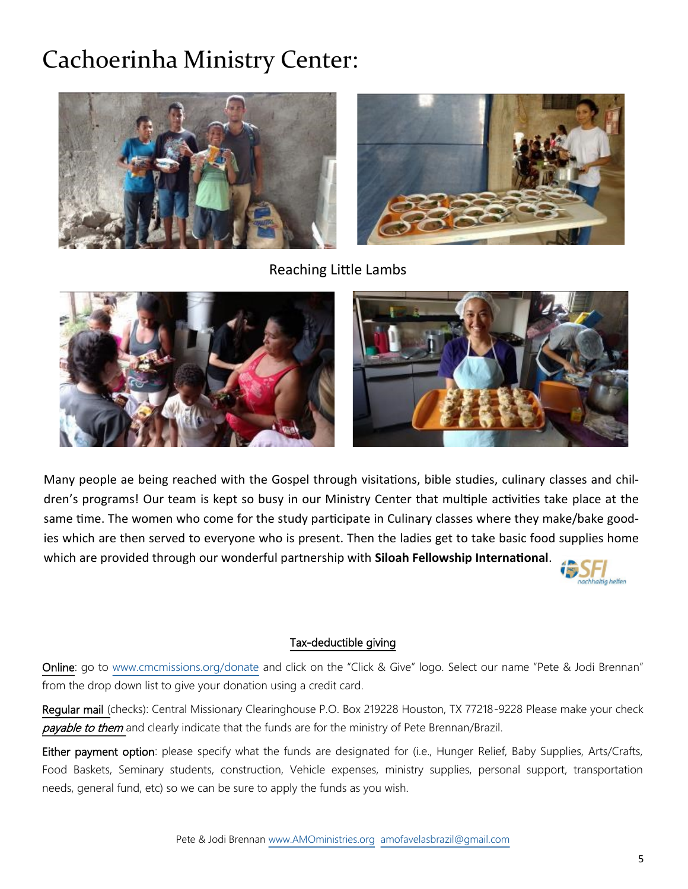# Cachoerinha Ministry Center:

Reaching Little Lambs

Many people ae being reached with the Gospel through visitations, bible studies, culinary classes and children's programs! Our team is kept so busy in our Ministry Center that multiple activities take place at the same time. The women who come for the study participate in Culinary classes where they make/bake goodies which are then served to everyone who is present. Then the ladies get to take basic food supplies home which are provided through our wonderful partnership with **Siloah Fellowship International**.

SFI nachhaltig helfen

## Tax-deductible giving

Online: go to www.cmcmissions.org/donate and click on the "Click & Give" logo. Select our name "Pete & Jodi Brennan" from the drop down list to give your donation using a credit card.

Regular mail (checks): Central Missionary Clearinghouse P.O. Box 219228 Houston, TX 77218-9228 Please make your check ***payable to them*** and clearly indicate that the funds are for the ministry of Pete Brennan/Brazil.

Either payment option: please specify what the funds are designated for (i.e., Hunger Relief, Baby Supplies, Arts/Crafts, Food Baskets, Seminary students, construction, Vehicle expenses, ministry supplies, personal support, transportation needs, general fund, etc) so we can be sure to apply the funds as you wish.

Pete & Jodi Brennan www.AMOministries.org amofavelasbrazil@gmail.com